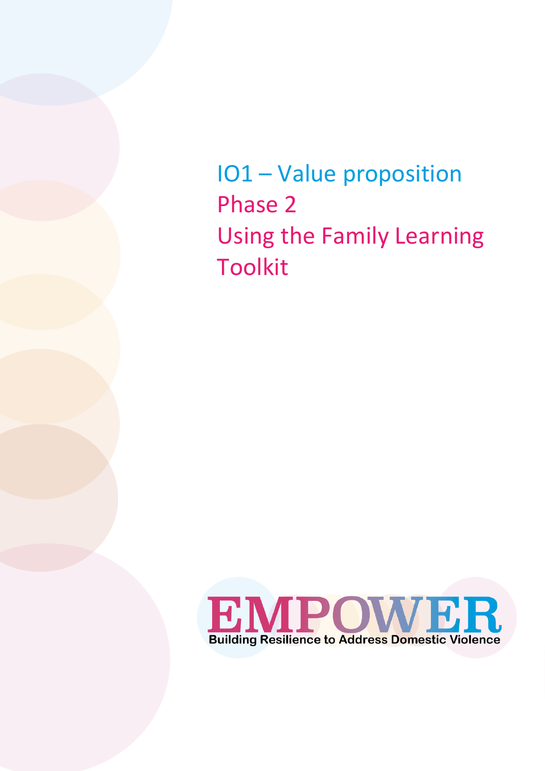# IO1 – Value proposition

## Phase 2

## Using the Family Learning Toolkit

EMPOWER

Building Resilience to Address Domestic Violence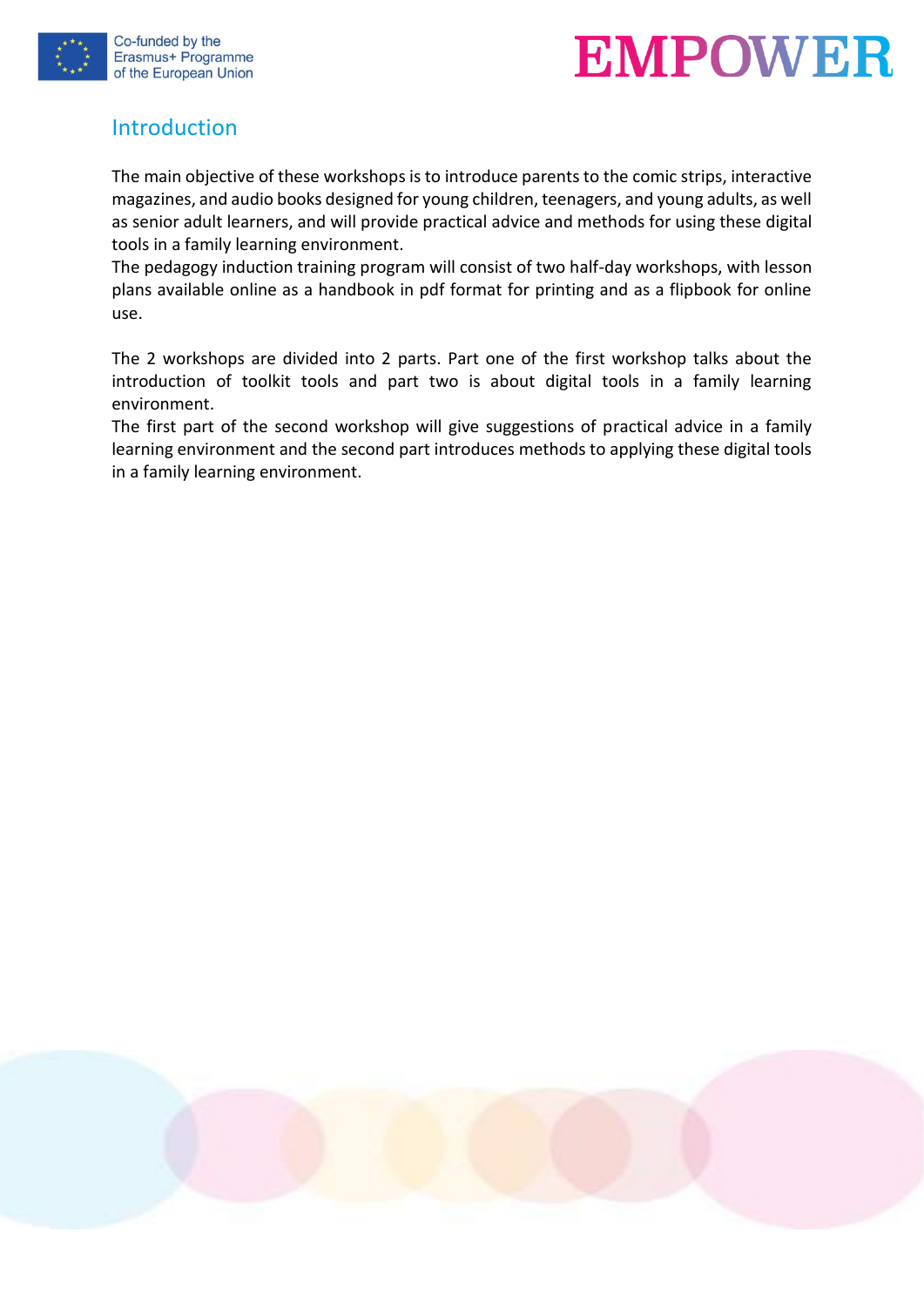## Introduction

The main objective of these workshops is to introduce parents to the comic strips, interactive magazines, and audio books designed for young children, teenagers, and young adults, as well as senior adult learners, and will provide practical advice and methods for using these digital tools in a family learning environment.
The pedagogy induction training program will consist of two half-day workshops, with lesson plans available online as a handbook in pdf format for printing and as a flipbook for online use.

The 2 workshops are divided into 2 parts. Part one of the first workshop talks about the introduction of toolkit tools and part two is about digital tools in a family learning environment.
The first part of the second workshop will give suggestions of practical advice in a family learning environment and the second part introduces methods to applying these digital tools in a family learning environment.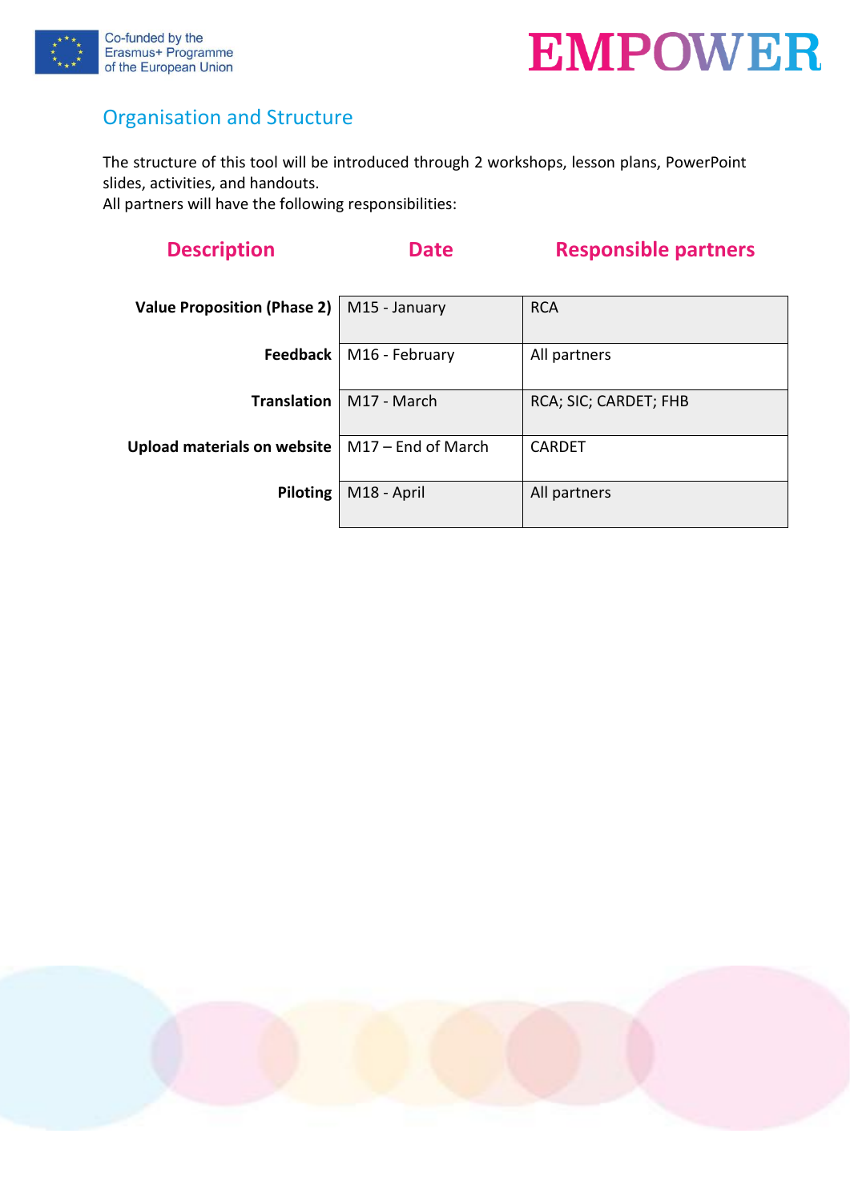## Organisation and Structure

The structure of this tool will be introduced through 2 workshops, lesson plans, PowerPoint slides, activities, and handouts.
All partners will have the following responsibilities:

| Description | Date | Responsible partners |
|---|---|---|
| **Value Proposition (Phase 2)** | M15 - January | RCA |
| **Feedback** | M16 - February | All partners |
| **Translation** | M17 - March | RCA; SIC; CARDET; FHB |
| **Upload materials on website** | M17 – End of March | CARDET |
| **Piloting** | M18 - April | All partners |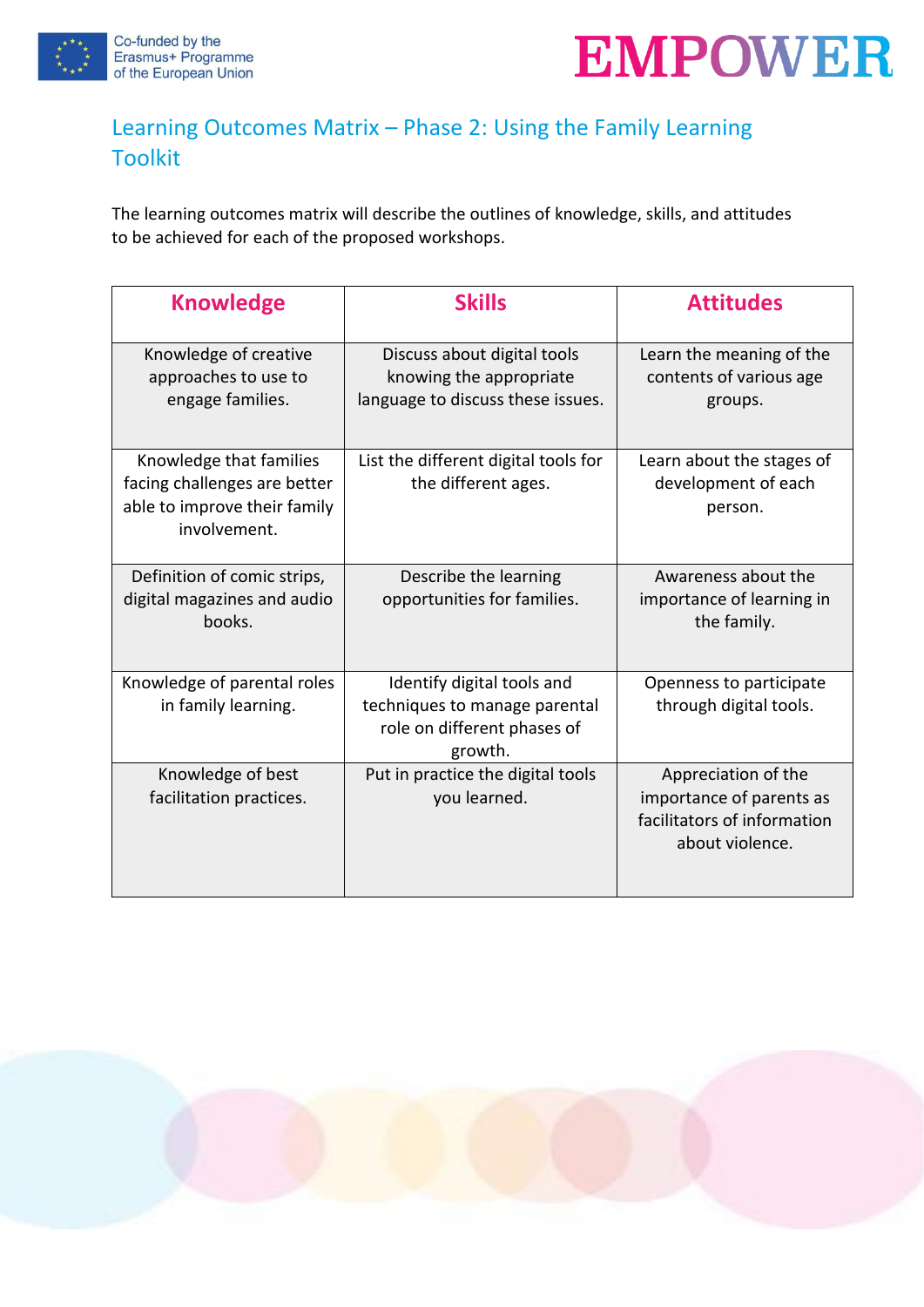## Learning Outcomes Matrix – Phase 2: Using the Family Learning Toolkit

The learning outcomes matrix will describe the outlines of knowledge, skills, and attitudes to be achieved for each of the proposed workshops.

| Knowledge | Skills | Attitudes |
|---|---|---|
| Knowledge of creative approaches to use to engage families. | Discuss about digital tools knowing the appropriate language to discuss these issues. | Learn the meaning of the contents of various age groups. |
| Knowledge that families facing challenges are better able to improve their family involvement. | List the different digital tools for the different ages. | Learn about the stages of development of each person. |
| Definition of comic strips, digital magazines and audio books. | Describe the learning opportunities for families. | Awareness about the importance of learning in the family. |
| Knowledge of parental roles in family learning. | Identify digital tools and techniques to manage parental role on different phases of growth. | Openness to participate through digital tools. |
| Knowledge of best facilitation practices. | Put in practice the digital tools you learned. | Appreciation of the importance of parents as facilitators of information about violence. |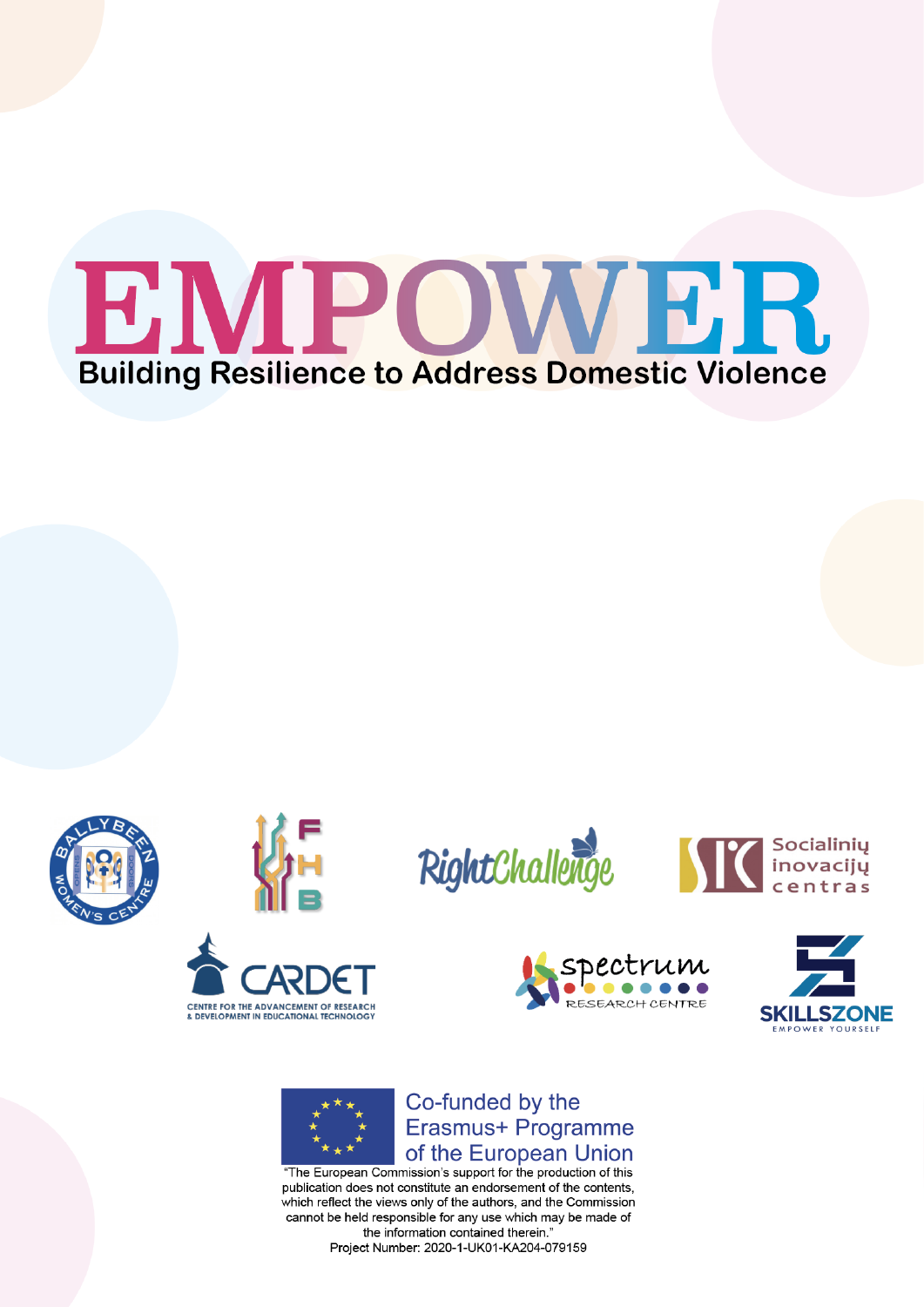# EMPOWER

## Building Resilience to Address Domestic Violence

Co-funded by the Erasmus+ Programme of the European Union

"The European Commission's support for the production of this publication does not constitute an endorsement of the contents, which reflect the views only of the authors, and the Commission cannot be held responsible for any use which may be made of the information contained therein."

Project Number: 2020-1-UK01-KA204-079159